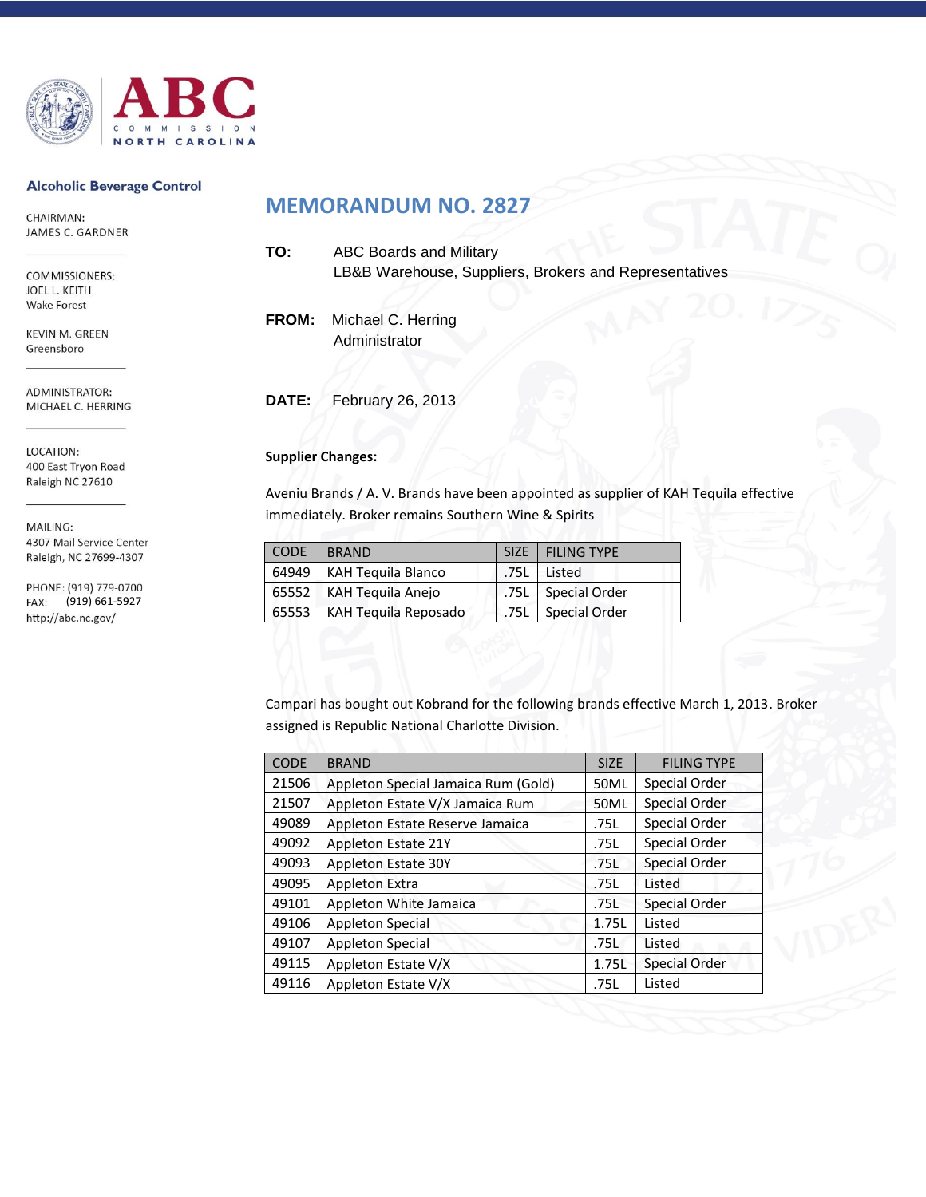# ABC Commission North Carolina

**Alcoholic Beverage Control**

CHAIRMAN:
JAMES C. GARDNER

COMMISSIONERS:
JOEL L. KEITH
Wake Forest

KEVIN M. GREEN
Greensboro

ADMINISTRATOR:
MICHAEL C. HERRING

LOCATION:
400 East Tryon Road
Raleigh NC 27610

MAILING:
4307 Mail Service Center
Raleigh, NC 27699-4307

PHONE: (919) 779-0700
FAX: (919) 661-5927
http://abc.nc.gov/

## MEMORANDUM NO. 2827

**TO:** ABC Boards and Military
LB&B Warehouse, Suppliers, Brokers and Representatives

**FROM:** Michael C. Herring
Administrator

**DATE:** February 26, 2013

**Supplier Changes:**

Aveniu Brands / A. V. Brands have been appointed as supplier of KAH Tequila effective immediately. Broker remains Southern Wine & Spirits

| CODE | BRAND | SIZE | FILING TYPE |
|---|---|---|---|
| 64949 | KAH Tequila Blanco | .75L | Listed |
| 65552 | KAH Tequila Anejo | .75L | Special Order |
| 65553 | KAH Tequila Reposado | .75L | Special Order |

Campari has bought out Kobrand for the following brands effective March 1, 2013. Broker assigned is Republic National Charlotte Division.

| CODE | BRAND | SIZE | FILING TYPE |
|---|---|---|---|
| 21506 | Appleton Special Jamaica Rum (Gold) | 50ML | Special Order |
| 21507 | Appleton Estate V/X Jamaica Rum | 50ML | Special Order |
| 49089 | Appleton Estate Reserve Jamaica | .75L | Special Order |
| 49092 | Appleton Estate 21Y | .75L | Special Order |
| 49093 | Appleton Estate 30Y | .75L | Special Order |
| 49095 | Appleton Extra | .75L | Listed |
| 49101 | Appleton White Jamaica | .75L | Special Order |
| 49106 | Appleton Special | 1.75L | Listed |
| 49107 | Appleton Special | .75L | Listed |
| 49115 | Appleton Estate V/X | 1.75L | Special Order |
| 49116 | Appleton Estate V/X | .75L | Listed |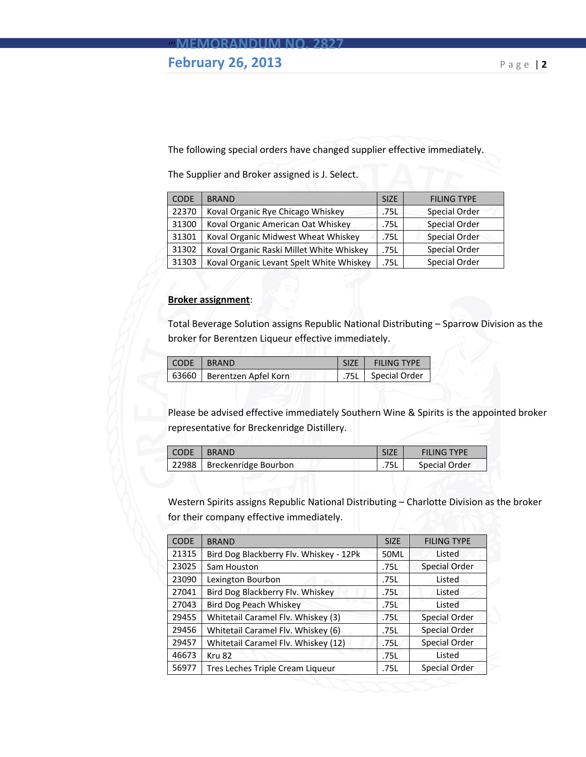The following special orders have changed supplier effective immediately.

The Supplier and Broker assigned is J. Select.

| CODE | BRAND | SIZE | FILING TYPE |
|---|---|---|---|
| 22370 | Koval Organic Rye Chicago Whiskey | .75L | Special Order |
| 31300 | Koval Organic American Oat Whiskey | .75L | Special Order |
| 31301 | Koval Organic Midwest Wheat Whiskey | .75L | Special Order |
| 31302 | Koval Organic Raski Millet White Whiskey | .75L | Special Order |
| 31303 | Koval Organic Levant Spelt White Whiskey | .75L | Special Order |

**Broker assignment**:

Total Beverage Solution assigns Republic National Distributing – Sparrow Division as the broker for Berentzen Liqueur effective immediately.

| CODE | BRAND | SIZE | FILING TYPE |
|---|---|---|---|
| 63660 | Berentzen Apfel Korn | .75L | Special Order |

Please be advised effective immediately Southern Wine & Spirits is the appointed broker representative for Breckenridge Distillery.

| CODE | BRAND | SIZE | FILING TYPE |
|---|---|---|---|
| 22988 | Breckenridge Bourbon | .75L | Special Order |

Western Spirits assigns Republic National Distributing – Charlotte Division as the broker for their company effective immediately.

| CODE | BRAND | SIZE | FILING TYPE |
|---|---|---|---|
| 21315 | Bird Dog Blackberry Flv. Whiskey - 12Pk | 50ML | Listed |
| 23025 | Sam Houston | .75L | Special Order |
| 23090 | Lexington Bourbon | .75L | Listed |
| 27041 | Bird Dog Blackberry Flv. Whiskey | .75L | Listed |
| 27043 | Bird Dog Peach Whiskey | .75L | Listed |
| 29455 | Whitetail Caramel Flv. Whiskey (3) | .75L | Special Order |
| 29456 | Whitetail Caramel Flv. Whiskey (6) | .75L | Special Order |
| 29457 | Whitetail Caramel Flv. Whiskey (12) | .75L | Special Order |
| 46673 | Kru 82 | .75L | Listed |
| 56977 | Tres Leches Triple Cream Liqueur | .75L | Special Order |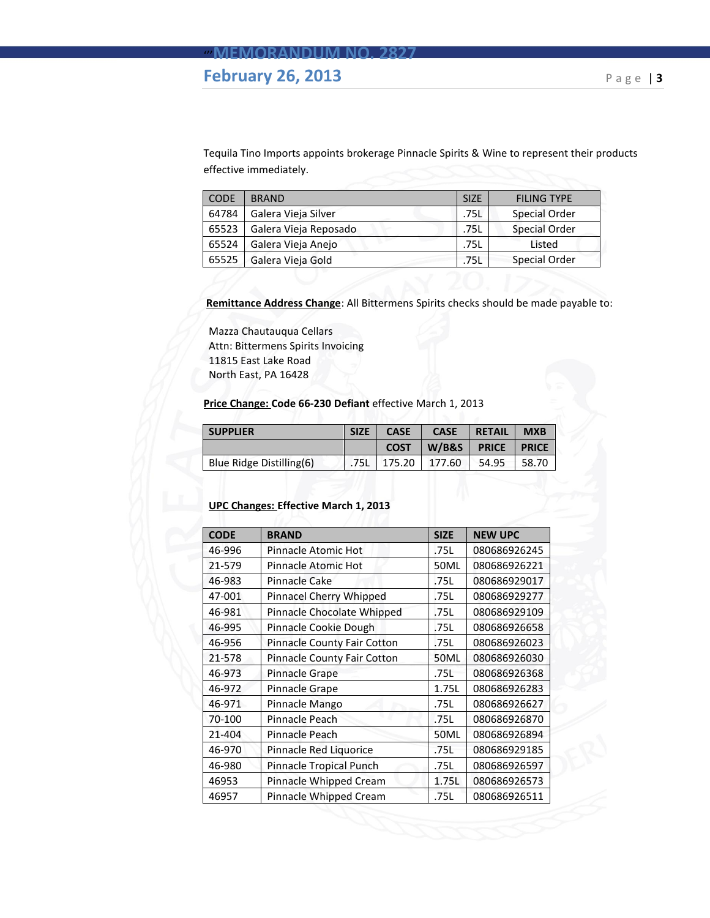Tequila Tino Imports appoints brokerage Pinnacle Spirits & Wine to represent their products effective immediately.

| CODE | BRAND | SIZE | FILING TYPE |
|---|---|---|---|
| 64784 | Galera Vieja Silver | .75L | Special Order |
| 65523 | Galera Vieja Reposado | .75L | Special Order |
| 65524 | Galera Vieja Anejo | .75L | Listed |
| 65525 | Galera Vieja Gold | .75L | Special Order |

**Remittance Address Change**: All Bittermens Spirits checks should be made payable to:

Mazza Chautauqua Cellars
Attn: Bittermens Spirits Invoicing
11815 East Lake Road
North East, PA 16428

**Price Change: Code 66-230 Defiant** effective March 1, 2013

| SUPPLIER | SIZE | CASE | CASE | RETAIL | MXB |
|---|---|---|---|---|---|
| | | COST | W/B&S | PRICE | PRICE |
| Blue Ridge Distilling(6) | .75L | 175.20 | 177.60 | 54.95 | 58.70 |

**UPC Changes: Effective March 1, 2013**

| CODE | BRAND | SIZE | NEW UPC |
|---|---|---|---|
| 46-996 | Pinnacle Atomic Hot | .75L | 080686926245 |
| 21-579 | Pinnacle Atomic Hot | 50ML | 080686926221 |
| 46-983 | Pinnacle Cake | .75L | 080686929017 |
| 47-001 | Pinnacel Cherry Whipped | .75L | 080686929277 |
| 46-981 | Pinnacle Chocolate Whipped | .75L | 080686929109 |
| 46-995 | Pinnacle Cookie Dough | .75L | 080686926658 |
| 46-956 | Pinnacle County Fair Cotton | .75L | 080686926023 |
| 21-578 | Pinnacle County Fair Cotton | 50ML | 080686926030 |
| 46-973 | Pinnacle Grape | .75L | 080686926368 |
| 46-972 | Pinnacle Grape | 1.75L | 080686926283 |
| 46-971 | Pinnacle Mango | .75L | 080686926627 |
| 70-100 | Pinnacle Peach | .75L | 080686926870 |
| 21-404 | Pinnacle Peach | 50ML | 080686926894 |
| 46-970 | Pinnacle Red Liquorice | .75L | 080686929185 |
| 46-980 | Pinnacle Tropical Punch | .75L | 080686926597 |
| 46953 | Pinnacle Whipped Cream | 1.75L | 080686926573 |
| 46957 | Pinnacle Whipped Cream | .75L | 080686926511 |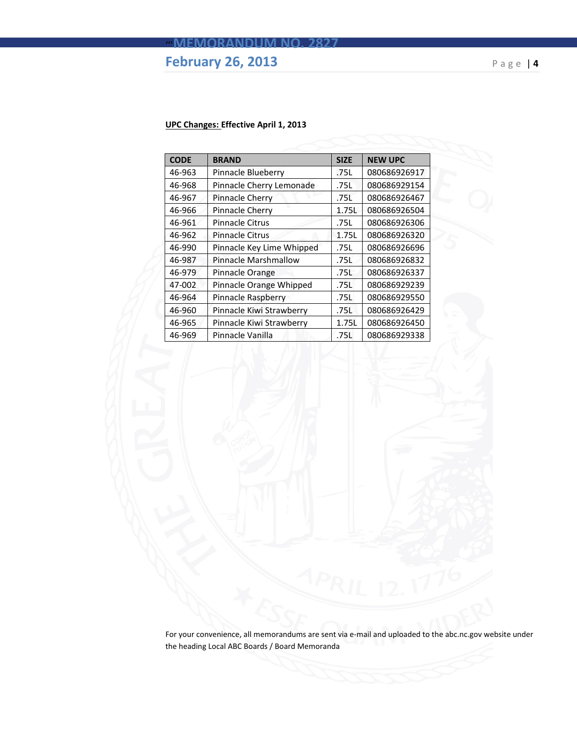**UPC Changes: Effective April 1, 2013**

| CODE | BRAND | SIZE | NEW UPC |
|---|---|---|---|
| 46-963 | Pinnacle Blueberry | .75L | 080686926917 |
| 46-968 | Pinnacle Cherry Lemonade | .75L | 080686929154 |
| 46-967 | Pinnacle Cherry | .75L | 080686926467 |
| 46-966 | Pinnacle Cherry | 1.75L | 080686926504 |
| 46-961 | Pinnacle Citrus | .75L | 080686926306 |
| 46-962 | Pinnacle Citrus | 1.75L | 080686926320 |
| 46-990 | Pinnacle Key Lime Whipped | .75L | 080686926696 |
| 46-987 | Pinnacle Marshmallow | .75L | 080686926832 |
| 46-979 | Pinnacle Orange | .75L | 080686926337 |
| 47-002 | Pinnacle Orange Whipped | .75L | 080686929239 |
| 46-964 | Pinnacle Raspberry | .75L | 080686929550 |
| 46-960 | Pinnacle Kiwi Strawberry | .75L | 080686926429 |
| 46-965 | Pinnacle Kiwi Strawberry | 1.75L | 080686926450 |
| 46-969 | Pinnacle Vanilla | .75L | 080686929338 |

For your convenience, all memorandums are sent via e-mail and uploaded to the abc.nc.gov website under the heading Local ABC Boards / Board Memoranda